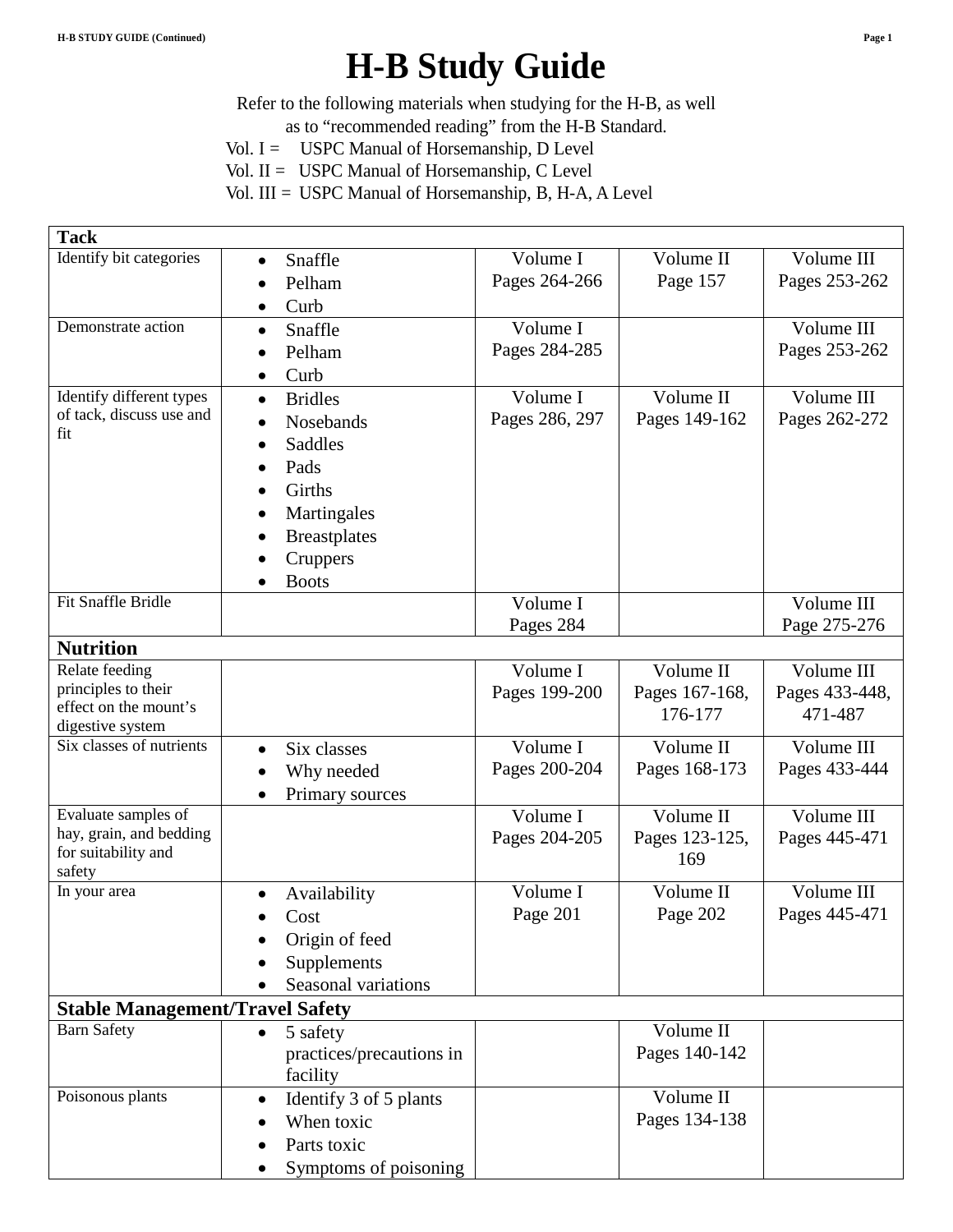# H-B Study Guide

Refer to the following materials when studying for the H-B, as well as to "recommended reading" from the H-B Standard.

Vol. I = USPC Manual of Horsemanship, D Level
Vol. II = USPC Manual of Horsemanship, C Level
Vol. III = USPC Manual of Horsemanship, B, H-A, A Level

| | | | | |
|---|---|---|---|---|
| **Tack** | | | | |
| Identify bit categories | • Snaffle<br>• Pelham<br>• Curb | Volume I<br>Pages 264-266 | Volume II<br>Page 157 | Volume III<br>Pages 253-262 |
| Demonstrate action | • Snaffle<br>• Pelham<br>• Curb | Volume I<br>Pages 284-285 | | Volume III<br>Pages 253-262 |
| Identify different types of tack, discuss use and fit | • Bridles<br>• Nosebands<br>• Saddles<br>• Pads<br>• Girths<br>• Martingales<br>• Breastplates<br>• Cruppers<br>• Boots | Volume I<br>Pages 286, 297 | Volume II<br>Pages 149-162 | Volume III<br>Pages 262-272 |
| Fit Snaffle Bridle | | Volume I<br>Pages 284 | | Volume III<br>Page 275-276 |
| **Nutrition** | | | | |
| Relate feeding principles to their effect on the mount's digestive system | | Volume I<br>Pages 199-200 | Volume II<br>Pages 167-168, 176-177 | Volume III<br>Pages 433-448, 471-487 |
| Six classes of nutrients | • Six classes<br>• Why needed<br>• Primary sources | Volume I<br>Pages 200-204 | Volume II<br>Pages 168-173 | Volume III<br>Pages 433-444 |
| Evaluate samples of hay, grain, and bedding for suitability and safety | | Volume I<br>Pages 204-205 | Volume II<br>Pages 123-125, 169 | Volume III<br>Pages 445-471 |
| In your area | • Availability<br>• Cost<br>• Origin of feed<br>• Supplements<br>• Seasonal variations | Volume I<br>Page 201 | Volume II<br>Page 202 | Volume III<br>Pages 445-471 |
| **Stable Management/Travel Safety** | | | | |
| Barn Safety | • 5 safety practices/precautions in facility | | Volume II<br>Pages 140-142 | |
| Poisonous plants | • Identify 3 of 5 plants<br>• When toxic<br>• Parts toxic<br>• Symptoms of poisoning | | Volume II<br>Pages 134-138 | |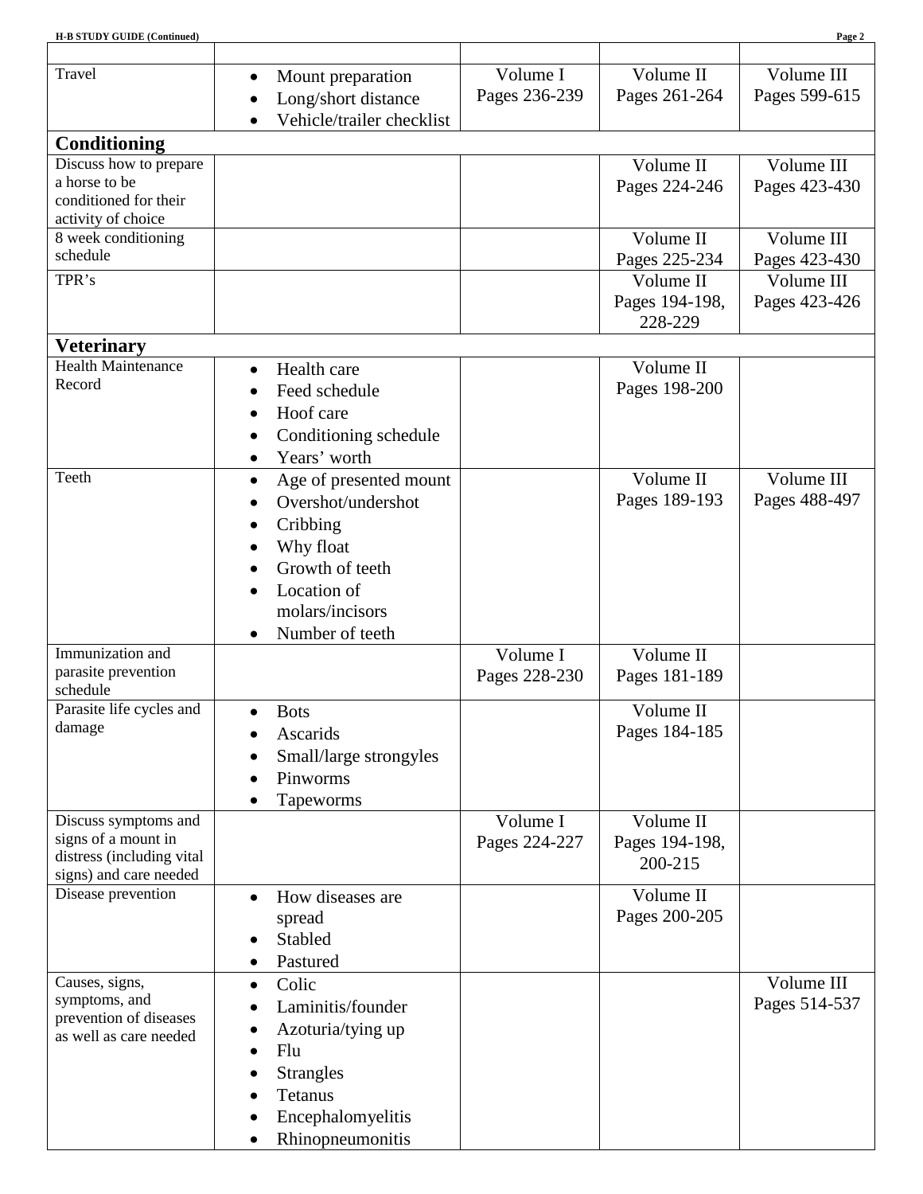| | | | | |
|---|---|---|---|---|
| Travel | • Mount preparation<br>• Long/short distance<br>• Vehicle/trailer checklist | Volume I<br>Pages 236-239 | Volume II<br>Pages 261-264 | Volume III<br>Pages 599-615 |
| **Conditioning** | | | | |
| Discuss how to prepare a horse to be conditioned for their activity of choice | | | Volume II<br>Pages 224-246 | Volume III<br>Pages 423-430 |
| 8 week conditioning schedule | | | Volume II<br>Pages 225-234 | Volume III<br>Pages 423-430 |
| TPR's | | | Volume II<br>Pages 194-198, 228-229 | Volume III<br>Pages 423-426 |
| **Veterinary** | | | | |
| Health Maintenance Record | • Health care<br>• Feed schedule<br>• Hoof care<br>• Conditioning schedule<br>• Years' worth | | Volume II<br>Pages 198-200 | |
| Teeth | • Age of presented mount<br>• Overshot/undershot<br>• Cribbing<br>• Why float<br>• Growth of teeth<br>• Location of molars/incisors<br>• Number of teeth | | Volume II<br>Pages 189-193 | Volume III<br>Pages 488-497 |
| Immunization and parasite prevention schedule | | Volume I<br>Pages 228-230 | Volume II<br>Pages 181-189 | |
| Parasite life cycles and damage | • Bots<br>• Ascarids<br>• Small/large strongyles<br>• Pinworms<br>• Tapeworms | | Volume II<br>Pages 184-185 | |
| Discuss symptoms and signs of a mount in distress (including vital signs) and care needed | | Volume I<br>Pages 224-227 | Volume II<br>Pages 194-198, 200-215 | |
| Disease prevention | • How diseases are spread<br>• Stabled<br>• Pastured | | Volume II<br>Pages 200-205 | |
| Causes, signs, symptoms, and prevention of diseases as well as care needed | • Colic<br>• Laminitis/founder<br>• Azoturia/tying up<br>• Flu<br>• Strangles<br>• Tetanus<br>• Encephalomyelitis<br>• Rhinopneumonitis | | | Volume III<br>Pages 514-537 |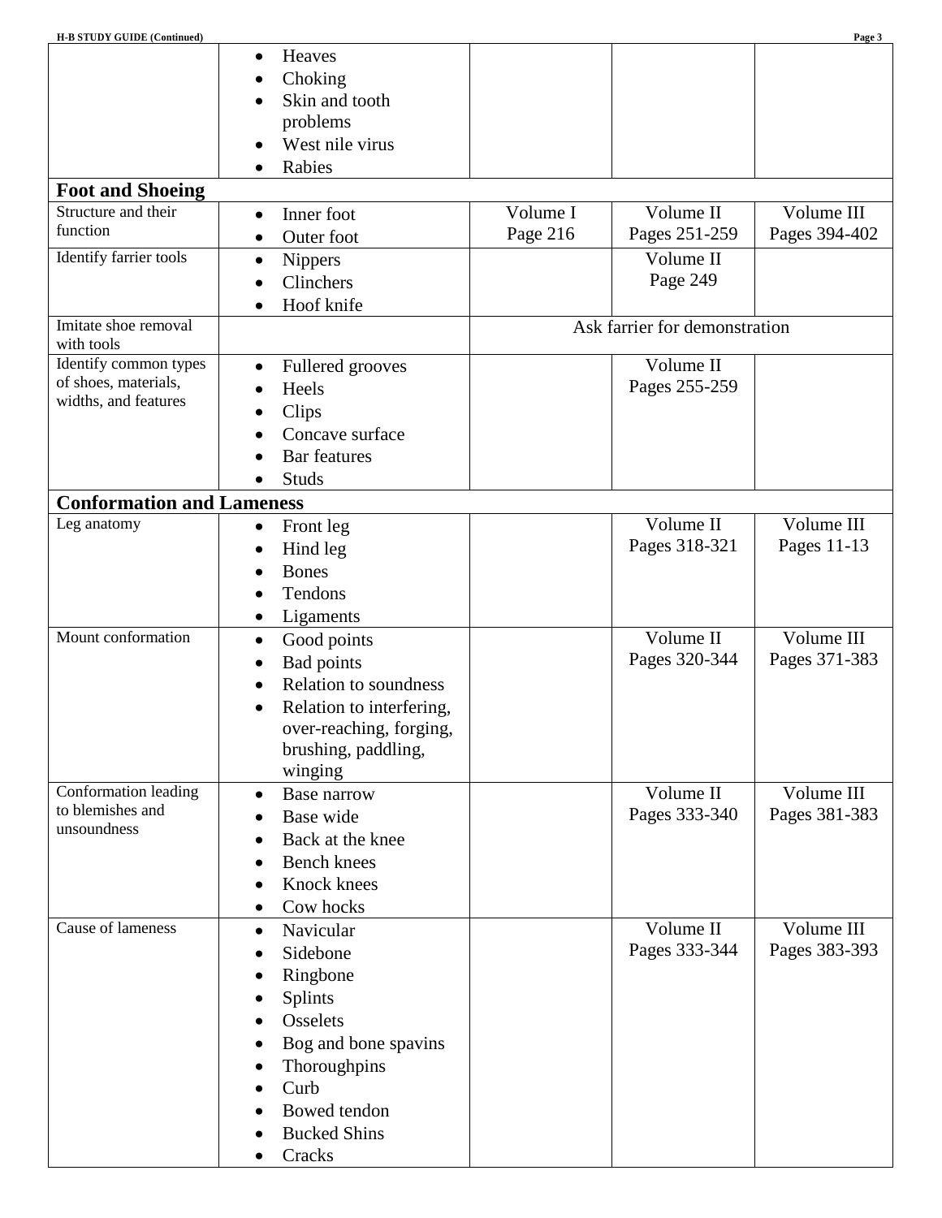| | | | | |
|---|---|---|---|---|
| | • Heaves<br>• Choking<br>• Skin and tooth problems<br>• West nile virus<br>• Rabies | | | |
| **Foot and Shoeing** | | | | |
| Structure and their function | • Inner foot<br>• Outer foot | Volume I<br>Page 216 | Volume II<br>Pages 251-259 | Volume III<br>Pages 394-402 |
| Identify farrier tools | • Nippers<br>• Clinchers<br>• Hoof knife | | Volume II<br>Page 249 | |
| Imitate shoe removal with tools | | Ask farrier for demonstration | | |
| Identify common types of shoes, materials, widths, and features | • Fullered grooves<br>• Heels<br>• Clips<br>• Concave surface<br>• Bar features<br>• Studs | | Volume II<br>Pages 255-259 | |
| **Conformation and Lameness** | | | | |
| Leg anatomy | • Front leg<br>• Hind leg<br>• Bones<br>• Tendons<br>• Ligaments | | Volume II<br>Pages 318-321 | Volume III<br>Pages 11-13 |
| Mount conformation | • Good points<br>• Bad points<br>• Relation to soundness<br>• Relation to interfering, over-reaching, forging, brushing, paddling, winging | | Volume II<br>Pages 320-344 | Volume III<br>Pages 371-383 |
| Conformation leading to blemishes and unsoundness | • Base narrow<br>• Base wide<br>• Back at the knee<br>• Bench knees<br>• Knock knees<br>• Cow hocks | | Volume II<br>Pages 333-340 | Volume III<br>Pages 381-383 |
| Cause of lameness | • Navicular<br>• Sidebone<br>• Ringbone<br>• Splints<br>• Osselets<br>• Bog and bone spavins<br>• Thoroughpins<br>• Curb<br>• Bowed tendon<br>• Bucked Shins<br>• Cracks | | Volume II<br>Pages 333-344 | Volume III<br>Pages 383-393 |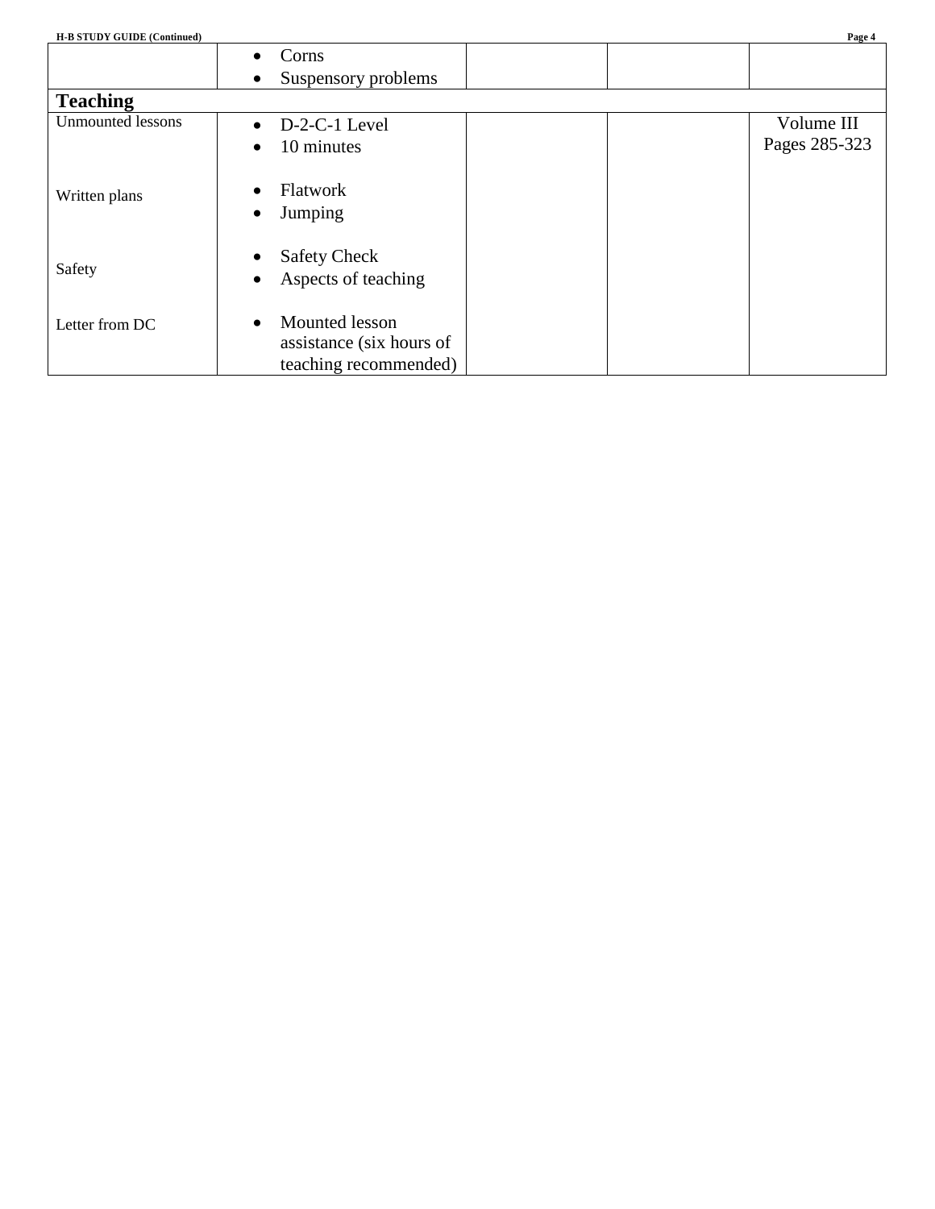| | | | | |
|---|---|---|---|---|
| | • Corns<br>• Suspensory problems | | | |
| **Teaching** | | | | |
| Unmounted lessons | • D-2-C-1 Level<br>• 10 minutes | | | Volume III<br>Pages 285-323 |
| Written plans | • Flatwork<br>• Jumping | | | |
| Safety | • Safety Check<br>• Aspects of teaching | | | |
| Letter from DC | • Mounted lesson assistance (six hours of teaching recommended) | | | |